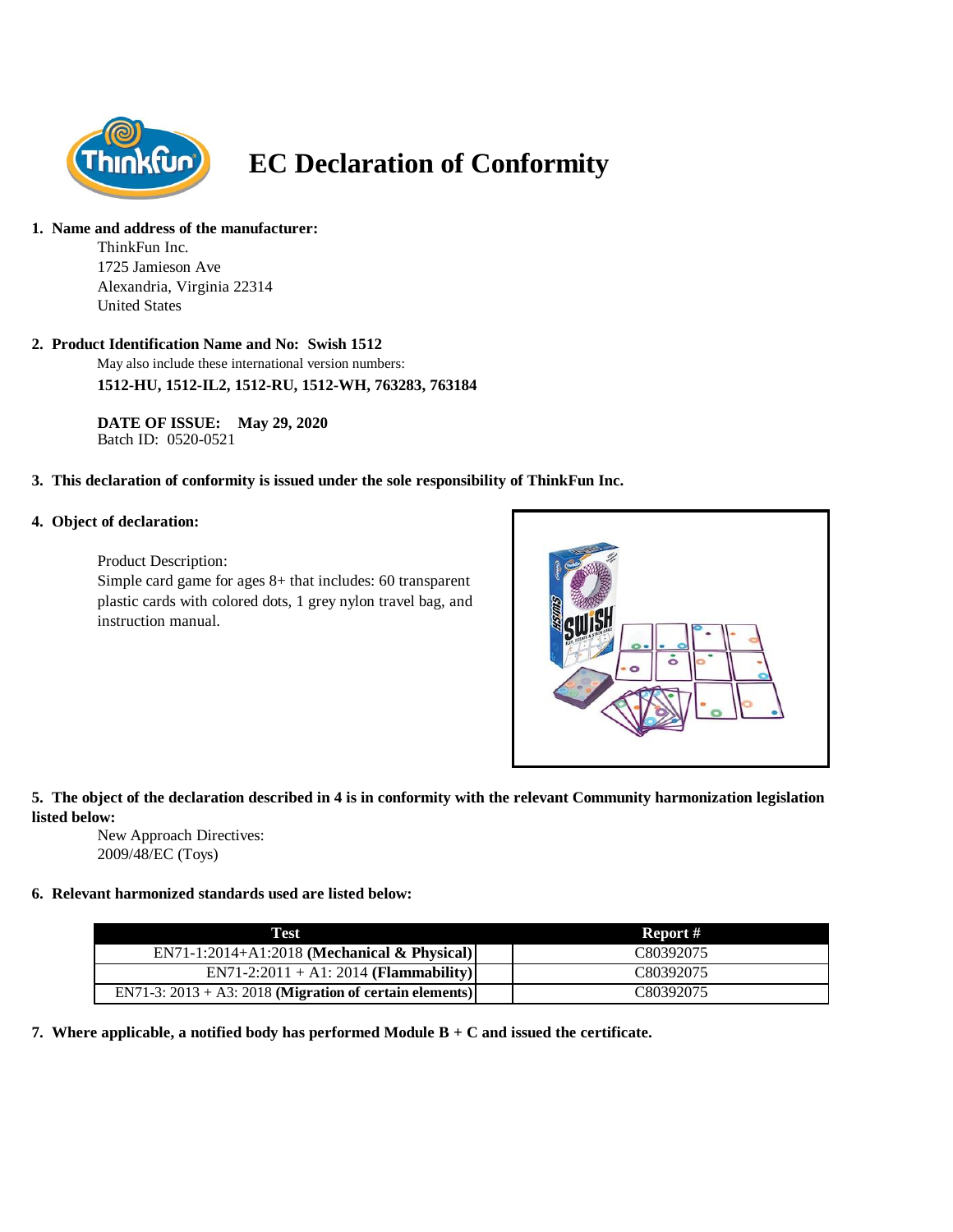# EC Declaration of Conformity

1. **Name and address of the manufacturer:**

   ThinkFun Inc.
   1725 Jamieson Ave
   Alexandria, Virginia 22314
   United States

2. **Product Identification Name and No: Swish 1512**

   May also include these international version numbers:
   **1512-HU, 1512-IL2, 1512-RU, 1512-WH, 763283, 763184**

   **DATE OF ISSUE: May 29, 2020**
   Batch ID: 0520-0521

3. **This declaration of conformity is issued under the sole responsibility of ThinkFun Inc.**

4. **Object of declaration:**

   Product Description:
   Simple card game for ages 8+ that includes: 60 transparent plastic cards with colored dots, 1 grey nylon travel bag, and instruction manual.

5. **The object of the declaration described in 4 is in conformity with the relevant Community harmonization legislation listed below:**

   New Approach Directives:
   2009/48/EC (Toys)

6. **Relevant harmonized standards used are listed below:**

| Test | Report # |
|---|---|
| EN71-1:2014+A1:2018 **(Mechanical & Physical)** | C80392075 |
| EN71-2:2011 + A1: 2014 **(Flammability)** | C80392075 |
| EN71-3: 2013 + A3: 2018 **(Migration of certain elements)** | C80392075 |

7. **Where applicable, a notified body has performed Module B + C and issued the certificate.**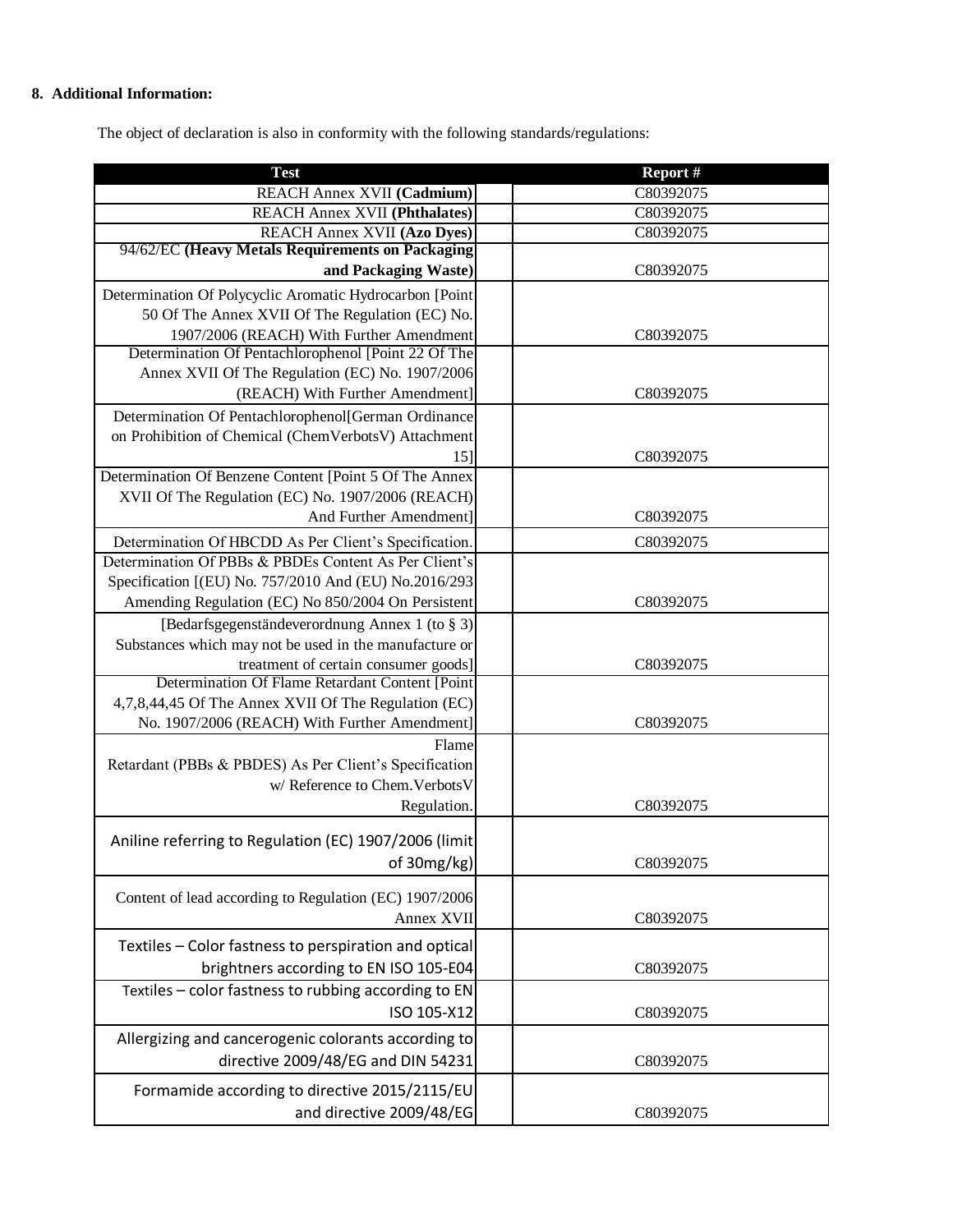**8. Additional Information:**

The object of declaration is also in conformity with the following standards/regulations:

| Test | Report # |
|---|---|
| REACH Annex XVII **(Cadmium)** | C80392075 |
| REACH Annex XVII **(Phthalates)** | C80392075 |
| REACH Annex XVII **(Azo Dyes)** | C80392075 |
| 94/62/EC **(Heavy Metals Requirements on Packaging and Packaging Waste)** | C80392075 |
| Determination Of Polycyclic Aromatic Hydrocarbon [Point 50 Of The Annex XVII Of The Regulation (EC) No. 1907/2006 (REACH) With Further Amendment | C80392075 |
| Determination Of Pentachlorophenol [Point 22 Of The Annex XVII Of The Regulation (EC) No. 1907/2006 (REACH) With Further Amendment] | C80392075 |
| Determination Of Pentachlorophenol[German Ordinance on Prohibition of Chemical (ChemVerbotsV) Attachment 15] | C80392075 |
| Determination Of Benzene Content [Point 5 Of The Annex XVII Of The Regulation (EC) No. 1907/2006 (REACH) And Further Amendment] | C80392075 |
| Determination Of HBCDD As Per Client's Specification. | C80392075 |
| Determination Of PBBs & PBDEs Content As Per Client's Specification [(EU) No. 757/2010 And (EU) No.2016/293 Amending Regulation (EC) No 850/2004 On Persistent | C80392075 |
| [Bedarfsgegenständeverordnung Annex 1 (to § 3) Substances which may not be used in the manufacture or treatment of certain consumer goods] | C80392075 |
| Determination Of Flame Retardant Content [Point 4,7,8,44,45 Of The Annex XVII Of The Regulation (EC) No. 1907/2006 (REACH) With Further Amendment] | C80392075 |
| Flame Retardant (PBBs & PBDES) As Per Client's Specification w/ Reference to Chem.VerbotsV Regulation. | C80392075 |
| Aniline referring to Regulation (EC) 1907/2006 (limit of 30mg/kg) | C80392075 |
| Content of lead according to Regulation (EC) 1907/2006 Annex XVII | C80392075 |
| Textiles – Color fastness to perspiration and optical brightners according to EN ISO 105-E04 | C80392075 |
| Textiles – color fastness to rubbing according to EN ISO 105-X12 | C80392075 |
| Allergizing and cancerogenic colorants according to directive 2009/48/EG and DIN 54231 | C80392075 |
| Formamide according to directive 2015/2115/EU and directive 2009/48/EG | C80392075 |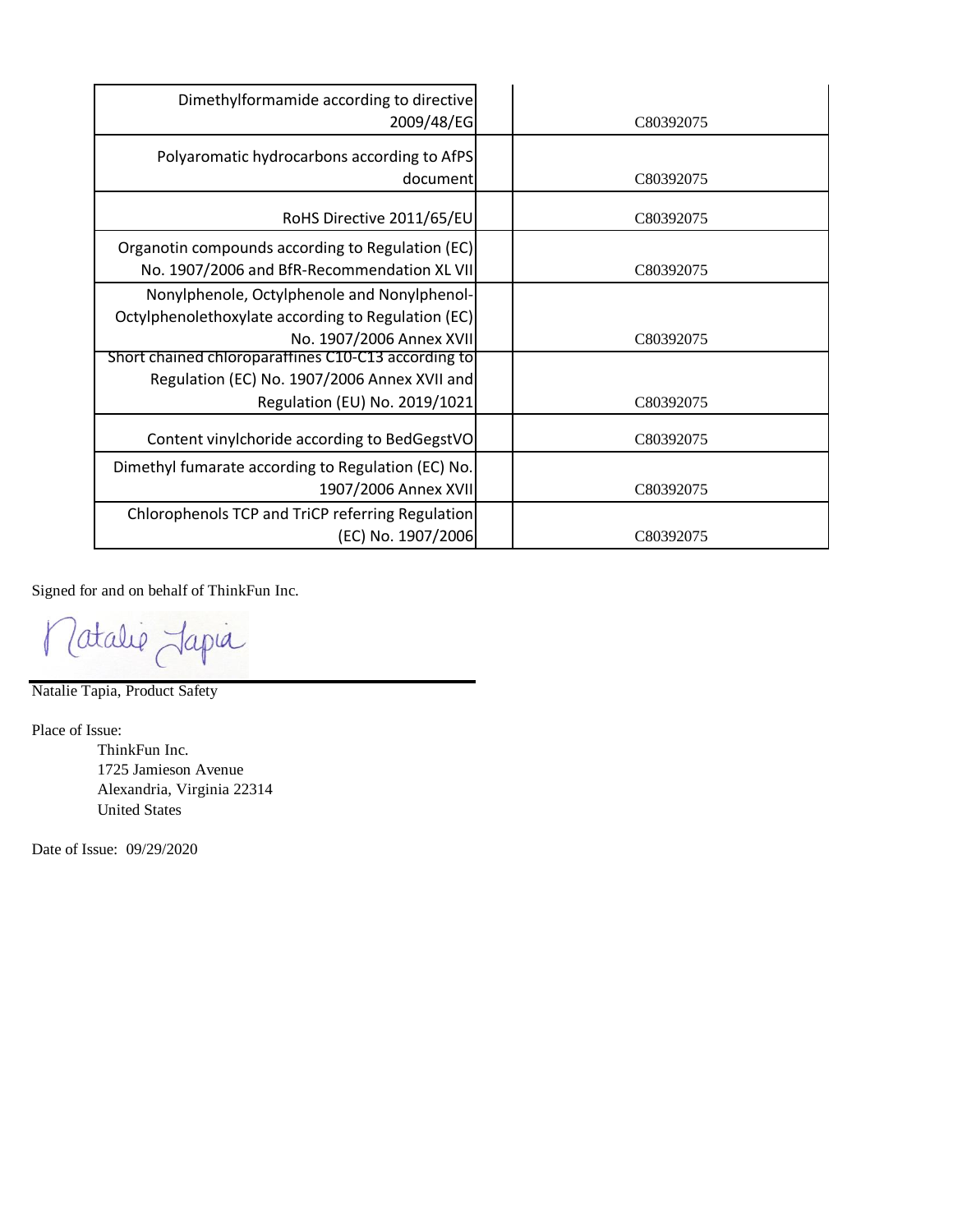| | | |
|---|---|---|
| Dimethylformamide according to directive 2009/48/EG | | C80392075 |
| Polyaromatic hydrocarbons according to AfPS document | | C80392075 |
| RoHS Directive 2011/65/EU | | C80392075 |
| Organotin compounds according to Regulation (EC) No. 1907/2006 and BfR-Recommendation XL VII | | C80392075 |
| Nonylphenole, Octylphenole and Nonylphenol-Octylphenolethoxylate according to Regulation (EC) No. 1907/2006 Annex XVII | | C80392075 |
| Short chained chloroparaffines C10-C13 according to Regulation (EC) No. 1907/2006 Annex XVII and Regulation (EU) No. 2019/1021 | | C80392075 |
| Content vinylchoride according to BedGegstVO | | C80392075 |
| Dimethyl fumarate according to Regulation (EC) No. 1907/2006 Annex XVII | | C80392075 |
| Chlorophenols TCP and TriCP referring Regulation (EC) No. 1907/2006 | | C80392075 |

Signed for and on behalf of ThinkFun Inc.

Natalie Tapia

Natalie Tapia, Product Safety

Place of Issue:

ThinkFun Inc.
1725 Jamieson Avenue
Alexandria, Virginia 22314
United States

Date of Issue: 09/29/2020